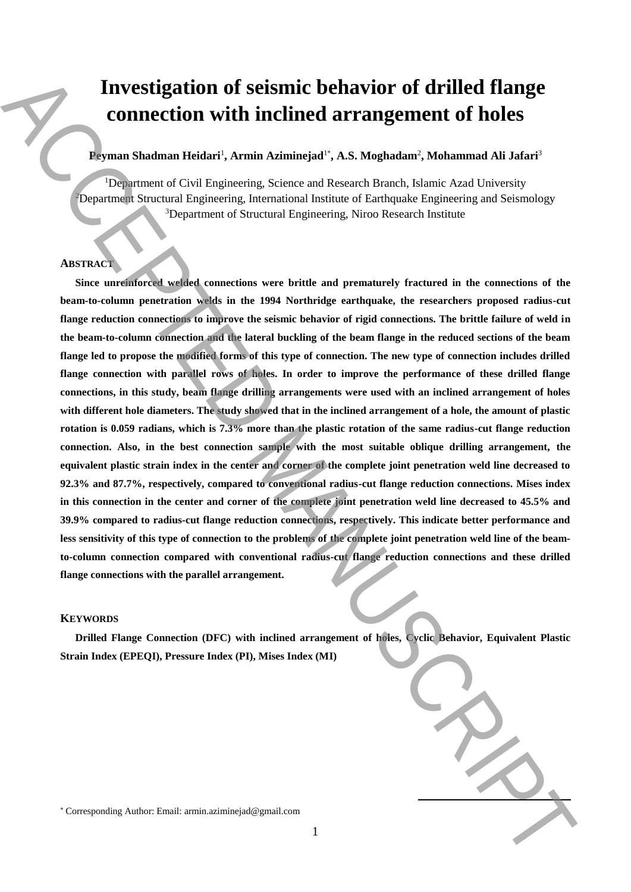# Investigation of seismic behavior of drilled flange connection with inclined arrangement of holes

**Peyman Shadman Heidari[1], Armin Aziminejad[1*], A.S. Moghadam[2], Mohammad Ali Jafari[3]**

[1]Department of Civil Engineering, Science and Research Branch, Islamic Azad University
[2]Department Structural Engineering, International Institute of Earthquake Engineering and Seismology
[3]Department of Structural Engineering, Niroo Research Institute

## ABSTRACT

**Since unreinforced welded connections were brittle and prematurely fractured in the connections of the beam-to-column penetration welds in the 1994 Northridge earthquake, the researchers proposed radius-cut flange reduction connections to improve the seismic behavior of rigid connections. The brittle failure of weld in the beam-to-column connection and the lateral buckling of the beam flange in the reduced sections of the beam flange led to propose the modified forms of this type of connection. The new type of connection includes drilled flange connection with parallel rows of holes. In order to improve the performance of these drilled flange connections, in this study, beam flange drilling arrangements were used with an inclined arrangement of holes with different hole diameters. The study showed that in the inclined arrangement of a hole, the amount of plastic rotation is 0.059 radians, which is 7.3% more than the plastic rotation of the same radius-cut flange reduction connection. Also, in the best connection sample with the most suitable oblique drilling arrangement, the equivalent plastic strain index in the center and corner of the complete joint penetration weld line decreased to 92.3% and 87.7%, respectively, compared to conventional radius-cut flange reduction connections. Mises index in this connection in the center and corner of the complete joint penetration weld line decreased to 45.5% and 39.9% compared to radius-cut flange reduction connections, respectively. This indicate better performance and less sensitivity of this type of connection to the problems of the complete joint penetration weld line of the beam-to-column connection compared with conventional radius-cut flange reduction connections and these drilled flange connections with the parallel arrangement.**

## KEYWORDS

**Drilled Flange Connection (DFC) with inclined arrangement of holes, Cyclic Behavior, Equivalent Plastic Strain Index (EPEQI), Pressure Index (PI), Mises Index (MI)**

[*] Corresponding Author: Email: armin.aziminejad@gmail.com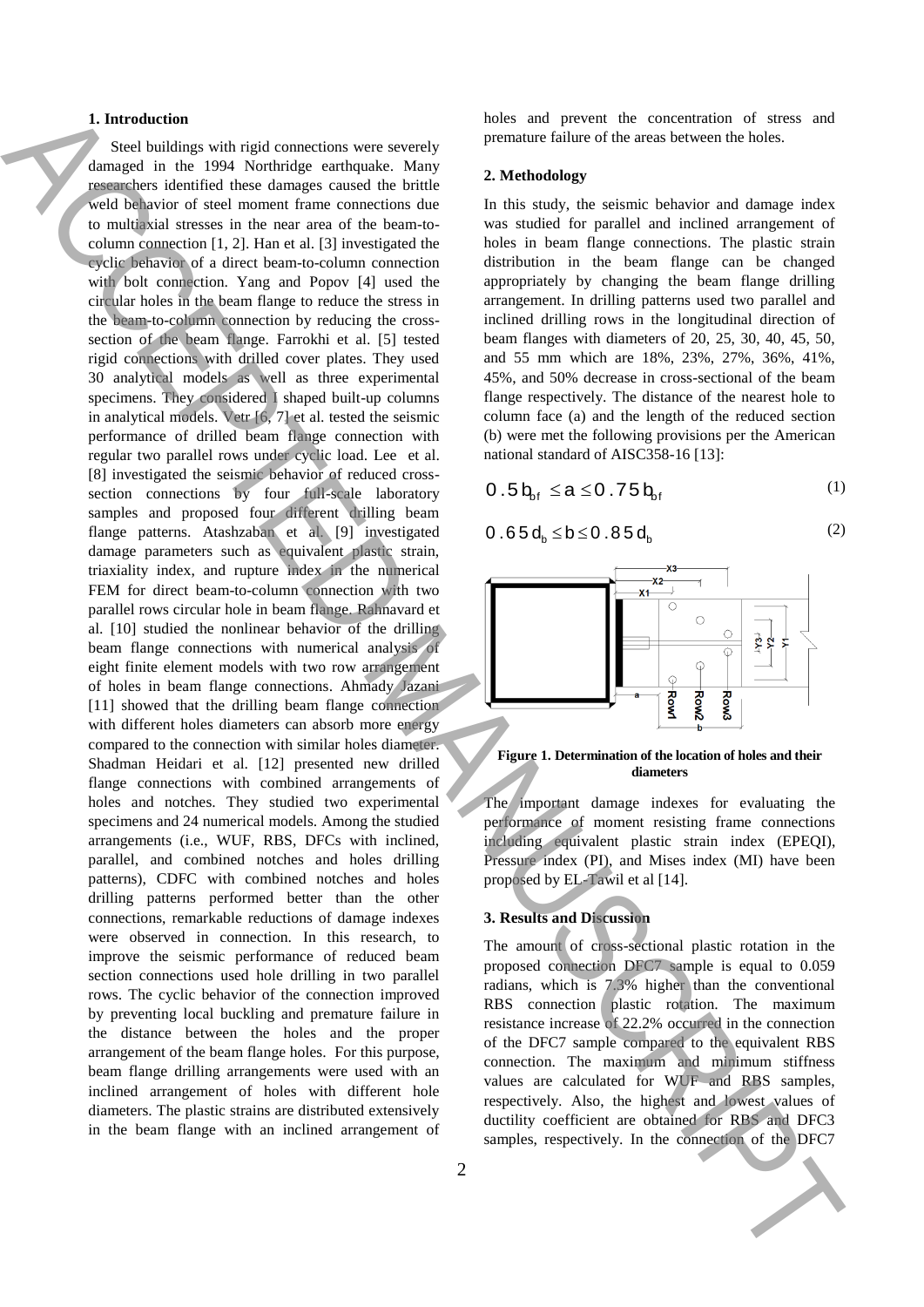## 1. Introduction

Steel buildings with rigid connections were severely damaged in the 1994 Northridge earthquake. Many researchers identified these damages caused the brittle weld behavior of steel moment frame connections due to multiaxial stresses in the near area of the beam-to-column connection [1, 2]. Han et al. [3] investigated the cyclic behavior of a direct beam-to-column connection with bolt connection. Yang and Popov [4] used the circular holes in the beam flange to reduce the stress in the beam-to-column connection by reducing the cross-section of the beam flange. Farrokhi et al. [5] tested rigid connections with drilled cover plates. They used 30 analytical models as well as three experimental specimens. They considered I shaped built-up columns in analytical models. Vetr [6, 7] et al. tested the seismic performance of drilled beam flange connection with regular two parallel rows under cyclic load. Lee et al. [8] investigated the seismic behavior of reduced cross-section connections by four full-scale laboratory samples and proposed four different drilling beam flange patterns. Atashzaban et al. [9] investigated damage parameters such as equivalent plastic strain, triaxiality index, and rupture index in the numerical FEM for direct beam-to-column connection with two parallel rows circular hole in beam flange. Rahnavard et al. [10] studied the nonlinear behavior of the drilling beam flange connections with numerical analysis of eight finite element models with two row arrangement of holes in beam flange connections. Ahmady Jazani [11] showed that the drilling beam flange connection with different holes diameters can absorb more energy compared to the connection with similar holes diameter. Shadman Heidari et al. [12] presented new drilled flange connections with combined arrangements of holes and notches. They studied two experimental specimens and 24 numerical models. Among the studied arrangements (i.e., WUF, RBS, DFCs with inclined, parallel, and combined notches and holes drilling patterns), CDFC with combined notches and holes drilling patterns performed better than the other connections, remarkable reductions of damage indexes were observed in connection. In this research, to improve the seismic performance of reduced beam section connections used hole drilling in two parallel rows. The cyclic behavior of the connection improved by preventing local buckling and premature failure in the distance between the holes and the proper arrangement of the beam flange holes. For this purpose, beam flange drilling arrangements were used with an inclined arrangement of holes with different hole diameters. The plastic strains are distributed extensively in the beam flange with an inclined arrangement of holes and prevent the concentration of stress and premature failure of the areas between the holes.

## 2. Methodology

In this study, the seismic behavior and damage index was studied for parallel and inclined arrangement of holes in beam flange connections. The plastic strain distribution in the beam flange can be changed appropriately by changing the beam flange drilling arrangement. In drilling patterns used two parallel and inclined drilling rows in the longitudinal direction of beam flanges with diameters of 20, 25, 30, 40, 45, 50, and 55 mm which are 18%, 23%, 27%, 36%, 41%, 45%, and 50% decrease in cross-sectional of the beam flange respectively. The distance of the nearest hole to column face (a) and the length of the reduced section (b) were met the following provisions per the American national standard of AISC358-16 [13]:

$$0.5b_{bf} \le a \le 0.75b_{bf} \tag{1}$$

$$0.65d_b \le b \le 0.85d_b \tag{2}$$

**Figure 1. Determination of the location of holes and their diameters**

The important damage indexes for evaluating the performance of moment resisting frame connections including equivalent plastic strain index (EPEQI), Pressure index (PI), and Mises index (MI) have been proposed by EL-Tawil et al [14].

## 3. Results and Discussion

The amount of cross-sectional plastic rotation in the proposed connection DFC7 sample is equal to 0.059 radians, which is 7.3% higher than the conventional RBS connection plastic rotation. The maximum resistance increase of 22.2% occurred in the connection of the DFC7 sample compared to the equivalent RBS connection. The maximum and minimum stiffness values are calculated for WUF and RBS samples, respectively. Also, the highest and lowest values of ductility coefficient are obtained for RBS and DFC3 samples, respectively. In the connection of the DFC7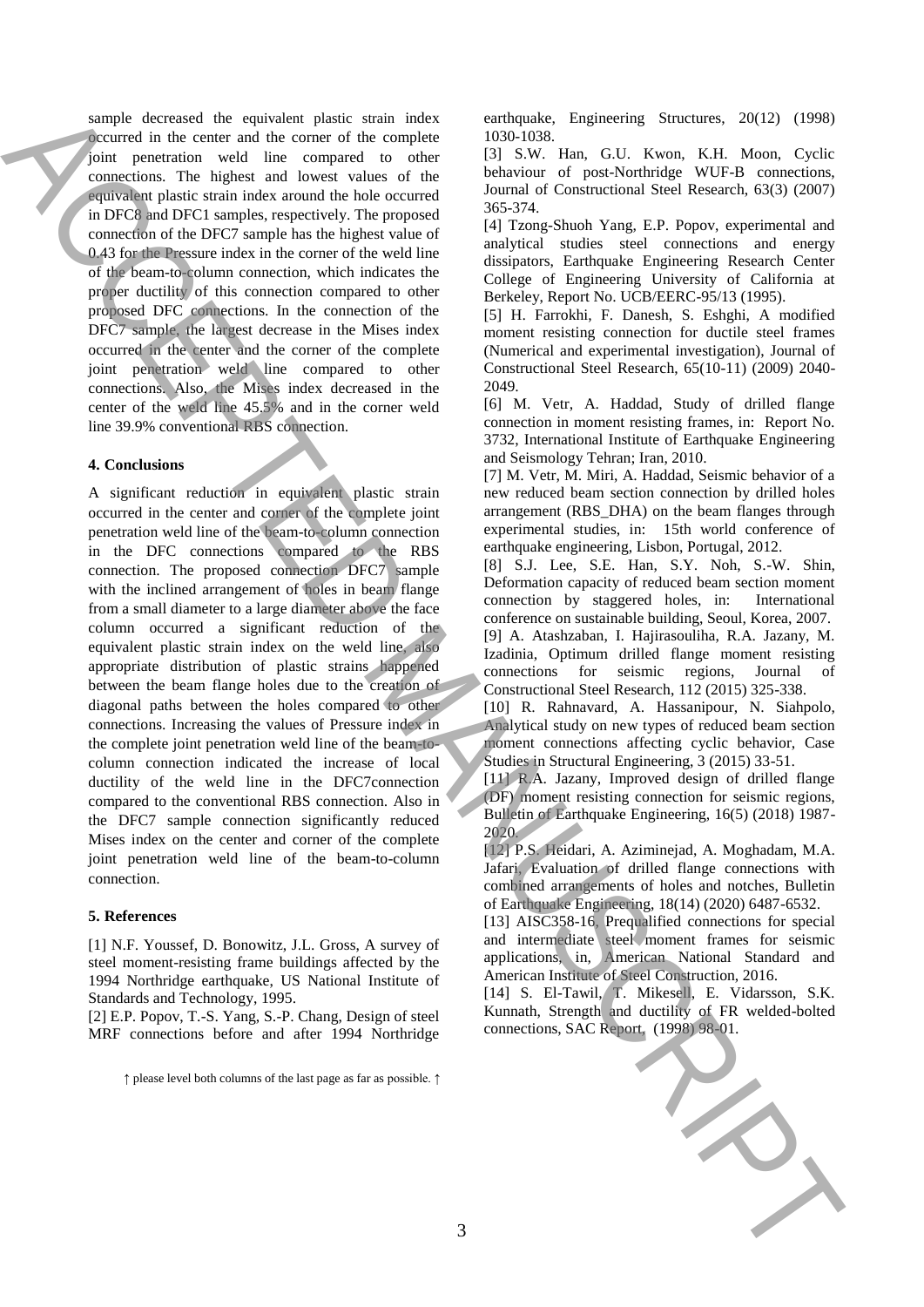sample decreased the equivalent plastic strain index occurred in the center and the corner of the complete joint penetration weld line compared to other connections. The highest and lowest values of the equivalent plastic strain index around the hole occurred in DFC8 and DFC1 samples, respectively. The proposed connection of the DFC7 sample has the highest value of 0.43 for the Pressure index in the corner of the weld line of the beam-to-column connection, which indicates the proper ductility of this connection compared to other proposed DFC connections. In the connection of the DFC7 sample, the largest decrease in the Mises index occurred in the center and the corner of the complete joint penetration weld line compared to other connections. Also, the Mises index decreased in the center of the weld line 45.5% and in the corner weld line 39.9% conventional RBS connection.

## 4. Conclusions

A significant reduction in equivalent plastic strain occurred in the center and corner of the complete joint penetration weld line of the beam-to-column connection in the DFC connections compared to the RBS connection. The proposed connection DFC7 sample with the inclined arrangement of holes in beam flange from a small diameter to a large diameter above the face column occurred a significant reduction of the equivalent plastic strain index on the weld line, also appropriate distribution of plastic strains happened between the beam flange holes due to the creation of diagonal paths between the holes compared to other connections. Increasing the values of Pressure index in the complete joint penetration weld line of the beam-to-column connection indicated the increase of local ductility of the weld line in the DFC7connection compared to the conventional RBS connection. Also in the DFC7 sample connection significantly reduced Mises index on the center and corner of the complete joint penetration weld line of the beam-to-column connection.

## 5. References

[1] N.F. Youssef, D. Bonowitz, J.L. Gross, A survey of steel moment-resisting frame buildings affected by the 1994 Northridge earthquake, US National Institute of Standards and Technology, 1995.

[2] E.P. Popov, T.-S. Yang, S.-P. Chang, Design of steel MRF connections before and after 1994 Northridge earthquake, Engineering Structures, 20(12) (1998) 1030-1038.

[3] S.W. Han, G.U. Kwon, K.H. Moon, Cyclic behaviour of post-Northridge WUF-B connections, Journal of Constructional Steel Research, 63(3) (2007) 365-374.

[4] Tzong-Shuoh Yang, E.P. Popov, experimental and analytical studies steel connections and energy dissipators, Earthquake Engineering Research Center College of Engineering University of California at Berkeley, Report No. UCB/EERC-95/13 (1995).

[5] H. Farrokhi, F. Danesh, S. Eshghi, A modified moment resisting connection for ductile steel frames (Numerical and experimental investigation), Journal of Constructional Steel Research, 65(10-11) (2009) 2040-2049.

[6] M. Vetr, A. Haddad, Study of drilled flange connection in moment resisting frames, in: Report No. 3732, International Institute of Earthquake Engineering and Seismology Tehran; Iran, 2010.

[7] M. Vetr, M. Miri, A. Haddad, Seismic behavior of a new reduced beam section connection by drilled holes arrangement (RBS_DHA) on the beam flanges through experimental studies, in: 15th world conference of earthquake engineering, Lisbon, Portugal, 2012.

[8] S.J. Lee, S.E. Han, S.Y. Noh, S.-W. Shin, Deformation capacity of reduced beam section moment connection by staggered holes, in: International conference on sustainable building, Seoul, Korea, 2007.

[9] A. Atashzaban, I. Hajirasouliha, R.A. Jazany, M. Izadinia, Optimum drilled flange moment resisting connections for seismic regions, Journal of Constructional Steel Research, 112 (2015) 325-338.

[10] R. Rahnavard, A. Hassanipour, N. Siahpolo, Analytical study on new types of reduced beam section moment connections affecting cyclic behavior, Case Studies in Structural Engineering, 3 (2015) 33-51.

[11] R.A. Jazany, Improved design of drilled flange (DF) moment resisting connection for seismic regions, Bulletin of Earthquake Engineering, 16(5) (2018) 1987-2020.

[12] P.S. Heidari, A. Aziminejad, A. Moghadam, M.A. Jafari, Evaluation of drilled flange connections with combined arrangements of holes and notches, Bulletin of Earthquake Engineering, 18(14) (2020) 6487-6532.

[13] AISC358-16, Prequalified connections for special and intermediate steel moment frames for seismic applications, in, American National Standard and American Institute of Steel Construction, 2016.

[14] S. El-Tawil, T. Mikesell, E. Vidarsson, S.K. Kunnath, Strength and ductility of FR welded-bolted connections, SAC Report, (1998) 98-01.